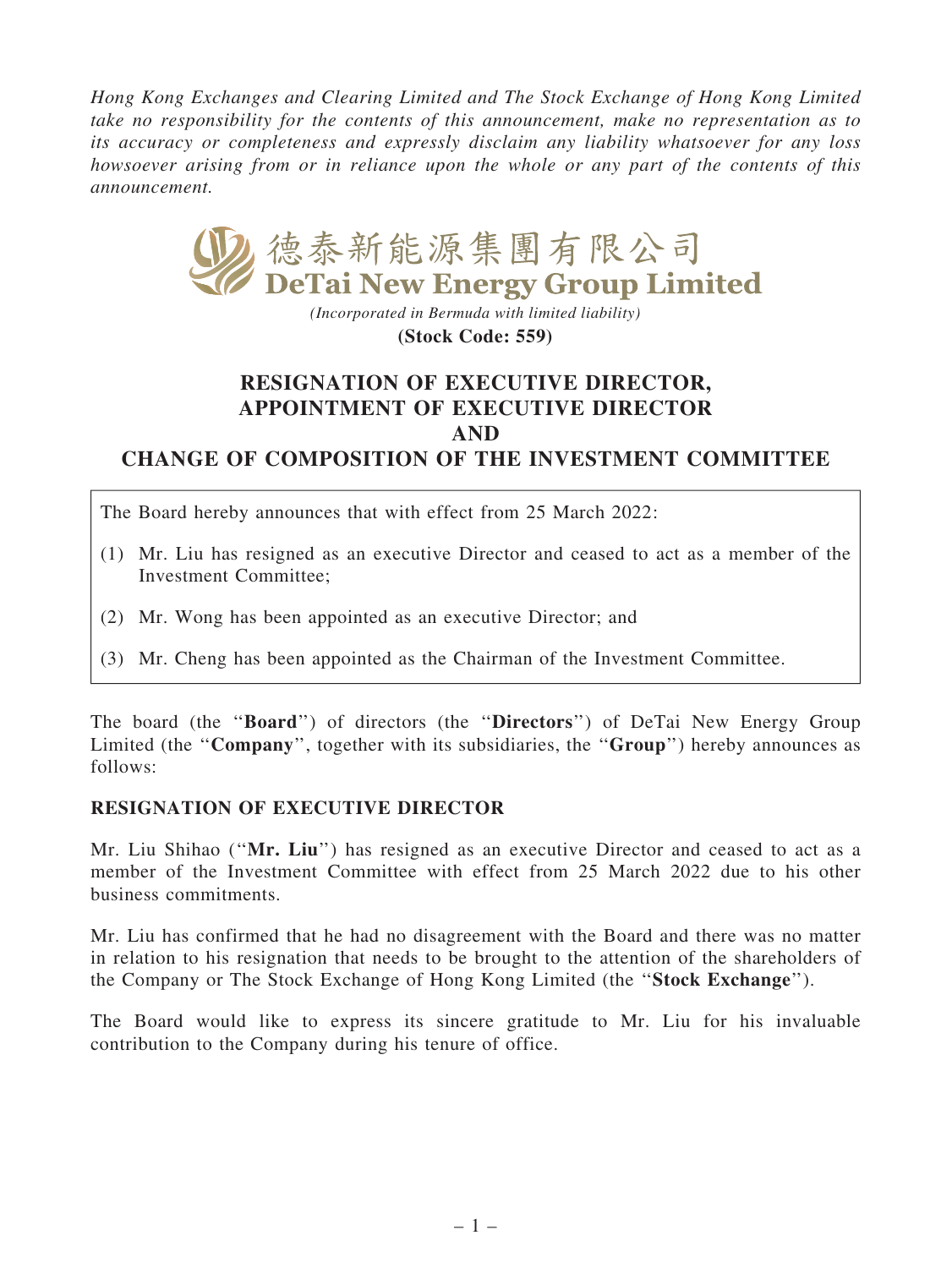*Hong Kong Exchanges and Clearing Limited and The Stock Exchange of Hong Kong Limited take no responsibility for the contents of this announcement, make no representation as to its accuracy or completeness and expressly disclaim any liability whatsoever for any loss howsoever arising from or in reliance upon the whole or any part of the contents of this announcement.*

# 德泰新能源集團有限公司
# DeTai New Energy Group Limited

*(Incorporated in Bermuda with limited liability)*

**(Stock Code: 559)**

## RESIGNATION OF EXECUTIVE DIRECTOR, APPOINTMENT OF EXECUTIVE DIRECTOR AND CHANGE OF COMPOSITION OF THE INVESTMENT COMMITTEE

The Board hereby announces that with effect from 25 March 2022:

(1) Mr. Liu has resigned as an executive Director and ceased to act as a member of the Investment Committee;

(2) Mr. Wong has been appointed as an executive Director; and

(3) Mr. Cheng has been appointed as the Chairman of the Investment Committee.

The board (the "**Board**") of directors (the "**Directors**") of DeTai New Energy Group Limited (the "**Company**", together with its subsidiaries, the "**Group**") hereby announces as follows:

### RESIGNATION OF EXECUTIVE DIRECTOR

Mr. Liu Shihao ("**Mr. Liu**") has resigned as an executive Director and ceased to act as a member of the Investment Committee with effect from 25 March 2022 due to his other business commitments.

Mr. Liu has confirmed that he had no disagreement with the Board and there was no matter in relation to his resignation that needs to be brought to the attention of the shareholders of the Company or The Stock Exchange of Hong Kong Limited (the "**Stock Exchange**").

The Board would like to express its sincere gratitude to Mr. Liu for his invaluable contribution to the Company during his tenure of office.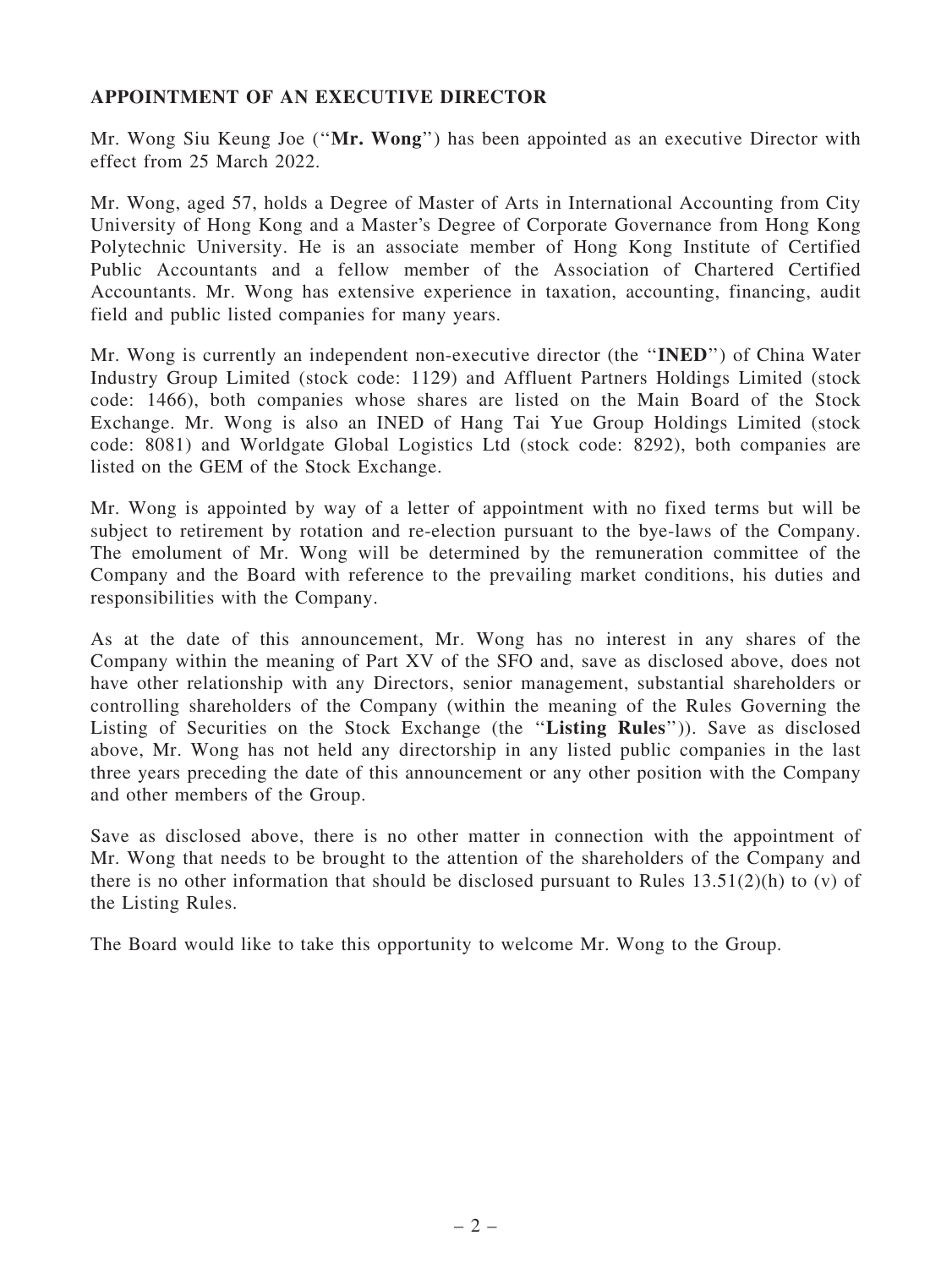## APPOINTMENT OF AN EXECUTIVE DIRECTOR

Mr. Wong Siu Keung Joe (''**Mr. Wong**'') has been appointed as an executive Director with effect from 25 March 2022.

Mr. Wong, aged 57, holds a Degree of Master of Arts in International Accounting from City University of Hong Kong and a Master's Degree of Corporate Governance from Hong Kong Polytechnic University. He is an associate member of Hong Kong Institute of Certified Public Accountants and a fellow member of the Association of Chartered Certified Accountants. Mr. Wong has extensive experience in taxation, accounting, financing, audit field and public listed companies for many years.

Mr. Wong is currently an independent non-executive director (the ''**INED**'') of China Water Industry Group Limited (stock code: 1129) and Affluent Partners Holdings Limited (stock code: 1466), both companies whose shares are listed on the Main Board of the Stock Exchange. Mr. Wong is also an INED of Hang Tai Yue Group Holdings Limited (stock code: 8081) and Worldgate Global Logistics Ltd (stock code: 8292), both companies are listed on the GEM of the Stock Exchange.

Mr. Wong is appointed by way of a letter of appointment with no fixed terms but will be subject to retirement by rotation and re-election pursuant to the bye-laws of the Company. The emolument of Mr. Wong will be determined by the remuneration committee of the Company and the Board with reference to the prevailing market conditions, his duties and responsibilities with the Company.

As at the date of this announcement, Mr. Wong has no interest in any shares of the Company within the meaning of Part XV of the SFO and, save as disclosed above, does not have other relationship with any Directors, senior management, substantial shareholders or controlling shareholders of the Company (within the meaning of the Rules Governing the Listing of Securities on the Stock Exchange (the ''**Listing Rules**'')). Save as disclosed above, Mr. Wong has not held any directorship in any listed public companies in the last three years preceding the date of this announcement or any other position with the Company and other members of the Group.

Save as disclosed above, there is no other matter in connection with the appointment of Mr. Wong that needs to be brought to the attention of the shareholders of the Company and there is no other information that should be disclosed pursuant to Rules 13.51(2)(h) to (v) of the Listing Rules.

The Board would like to take this opportunity to welcome Mr. Wong to the Group.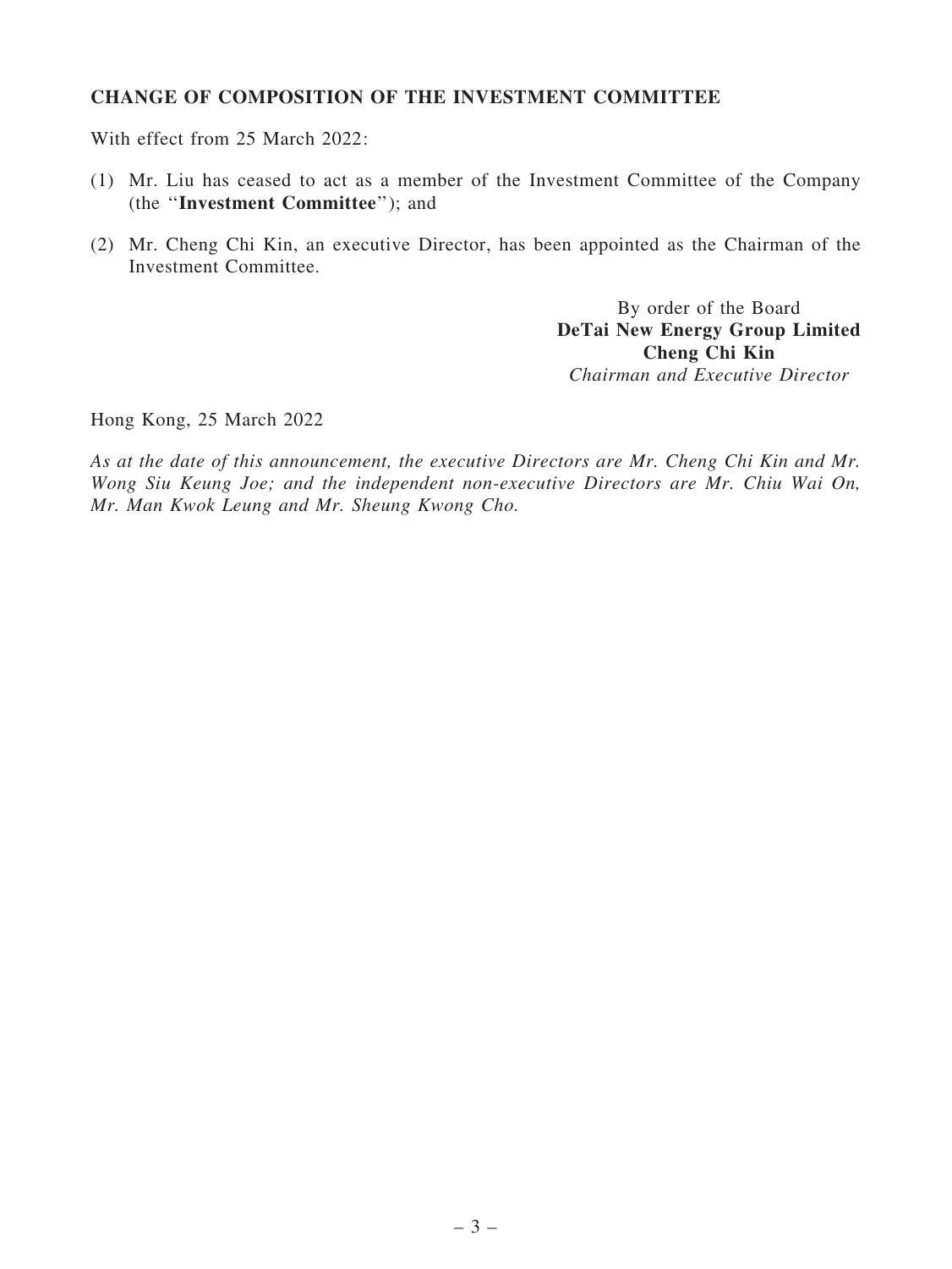## CHANGE OF COMPOSITION OF THE INVESTMENT COMMITTEE

With effect from 25 March 2022:

(1) Mr. Liu has ceased to act as a member of the Investment Committee of the Company (the "**Investment Committee**"); and

(2) Mr. Cheng Chi Kin, an executive Director, has been appointed as the Chairman of the Investment Committee.

By order of the Board
**DeTai New Energy Group Limited**
**Cheng Chi Kin**
*Chairman and Executive Director*

Hong Kong, 25 March 2022

*As at the date of this announcement, the executive Directors are Mr. Cheng Chi Kin and Mr. Wong Siu Keung Joe; and the independent non-executive Directors are Mr. Chiu Wai On, Mr. Man Kwok Leung and Mr. Sheung Kwong Cho.*